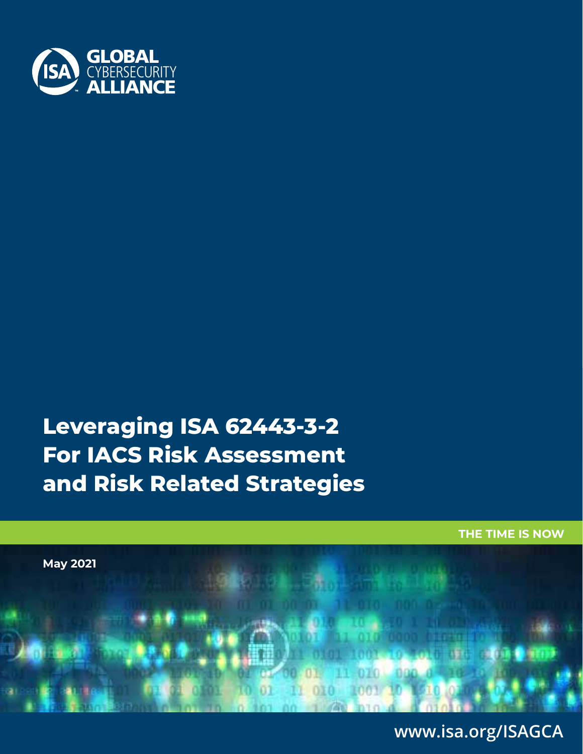ISA GLOBAL CYBERSECURITY ALLIANCE

# Leveraging ISA 62443-3-2 For IACS Risk Assessment and Risk Related Strategies

THE TIME IS NOW

May 2021

www.isa.org/ISAGCA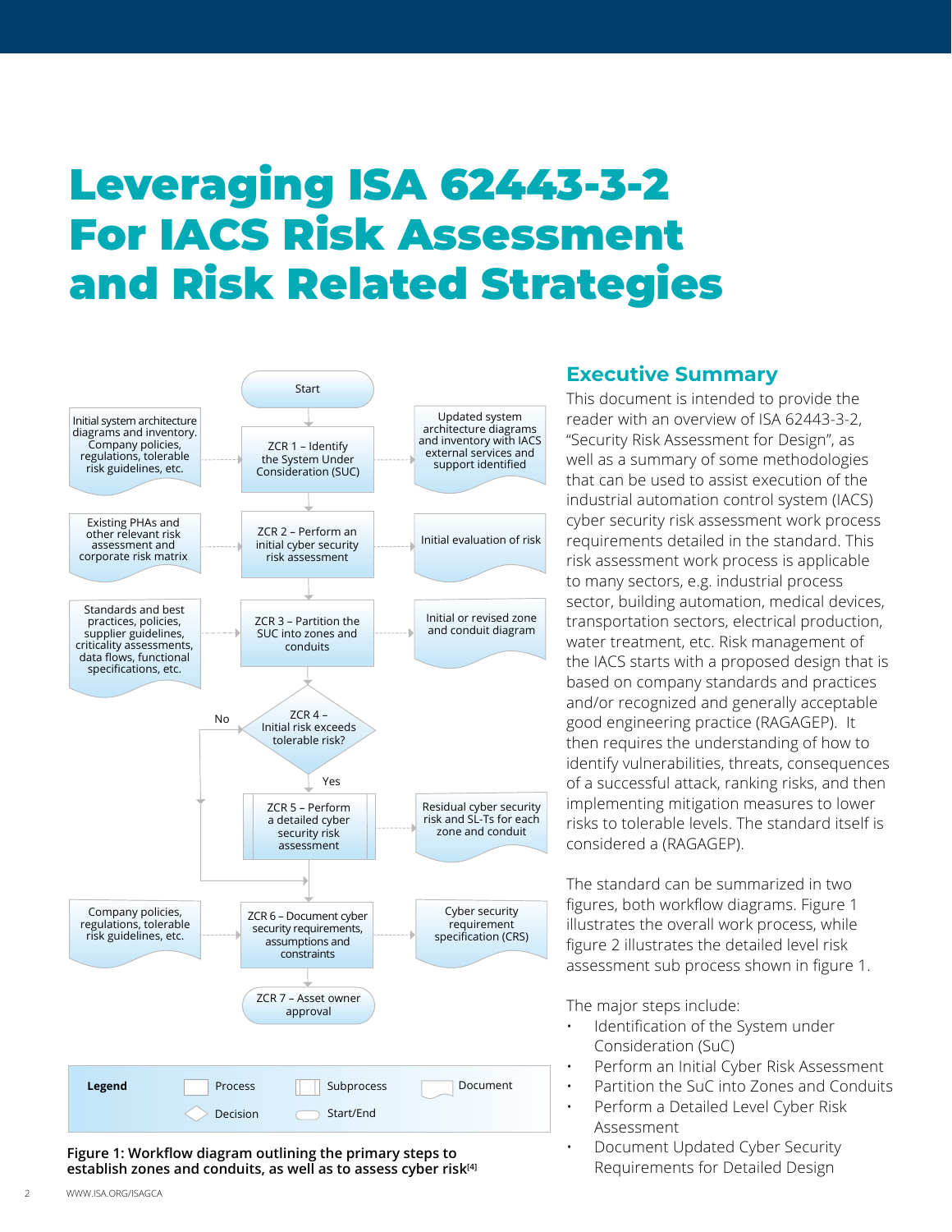# Leveraging ISA 62443-3-2 For IACS Risk Assessment and Risk Related Strategies

Start

| Input Document | Step | Output Document |
| --- | --- | --- |
| Initial system architecture diagrams and inventory. Company policies, regulations, tolerable risk guidelines, etc. | ZCR 1 – Identify the System Under Consideration (SUC) | Updated system architecture diagrams and inventory with IACS external services and support identified |
| Existing PHAs and other relevant risk assessment and corporate risk matrix | ZCR 2 – Perform an initial cyber security risk assessment | Initial evaluation of risk |
| Standards and best practices, policies, supplier guidelines, criticality assessments, data flows, functional specifications, etc. | ZCR 3 – Partition the SUC into zones and conduits | Initial or revised zone and conduit diagram |
| | ZCR 4 – Initial risk exceeds tolerable risk? (Yes → ZCR 5; No → ZCR 6) | |
| | ZCR 5 – Perform a detailed cyber security risk assessment | Residual cyber security risk and SL-Ts for each zone and conduit |
| Company policies, regulations, tolerable risk guidelines, etc. | ZCR 6 – Document cyber security requirements, assumptions and constraints | Cyber security requirement specification (CRS) |
| | ZCR 7 – Asset owner approval | |

Legend: Process, Subprocess, Document, Decision, Start/End

**Figure 1: Workflow diagram outlining the primary steps to establish zones and conduits, as well as to assess cyber risk[4]**

## Executive Summary

This document is intended to provide the reader with an overview of ISA 62443-3-2, "Security Risk Assessment for Design", as well as a summary of some methodologies that can be used to assist execution of the industrial automation control system (IACS) cyber security risk assessment work process requirements detailed in the standard. This risk assessment work process is applicable to many sectors, e.g. industrial process sector, building automation, medical devices, transportation sectors, electrical production, water treatment, etc. Risk management of the IACS starts with a proposed design that is based on company standards and practices and/or recognized and generally acceptable good engineering practice (RAGAGEP). It then requires the understanding of how to identify vulnerabilities, threats, consequences of a successful attack, ranking risks, and then implementing mitigation measures to lower risks to tolerable levels. The standard itself is considered a (RAGAGEP).

The standard can be summarized in two figures, both workflow diagrams. Figure 1 illustrates the overall work process, while figure 2 illustrates the detailed level risk assessment sub process shown in figure 1.

The major steps include:

- Identification of the System under Consideration (SuC)
- Perform an Initial Cyber Risk Assessment
- Partition the SuC into Zones and Conduits
- Perform a Detailed Level Cyber Risk Assessment
- Document Updated Cyber Security Requirements for Detailed Design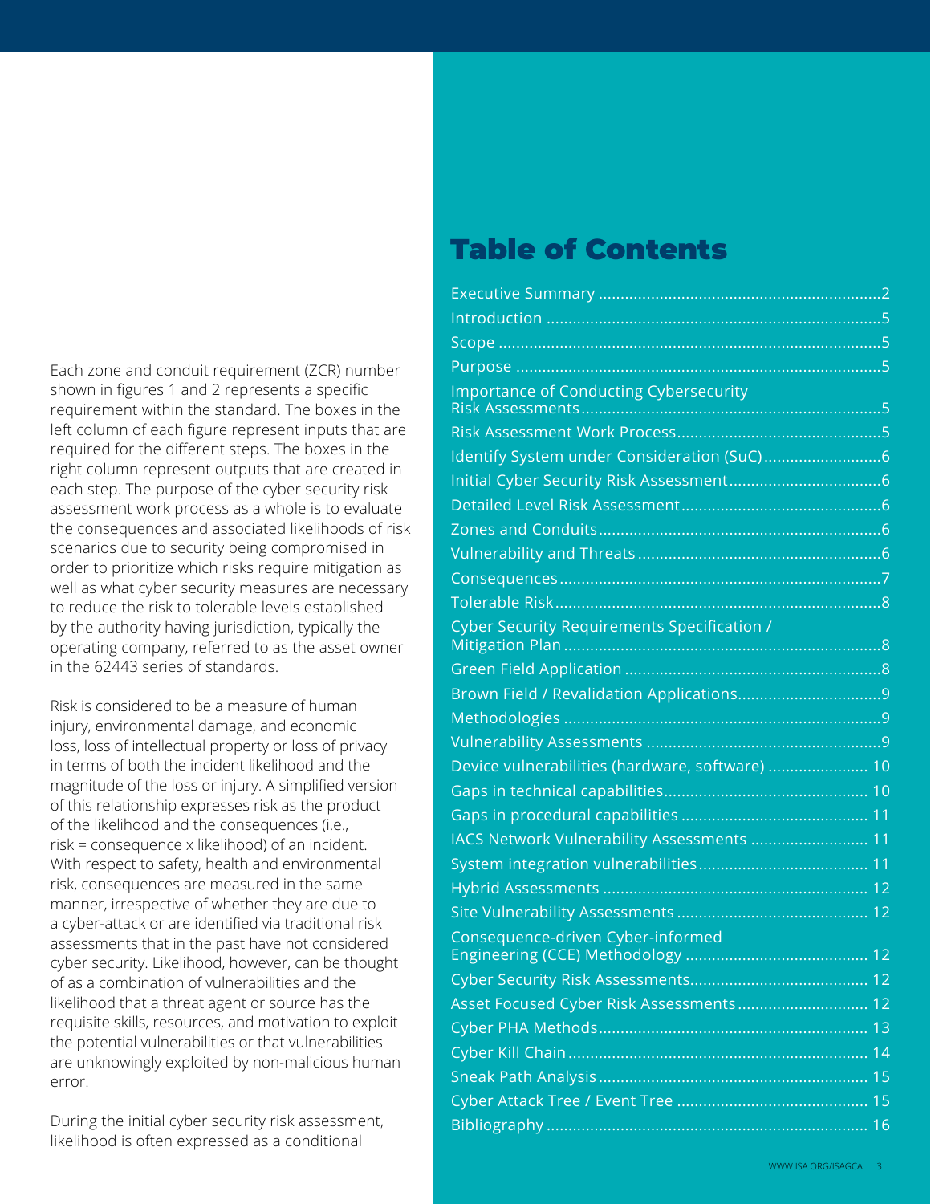Each zone and conduit requirement (ZCR) number shown in figures 1 and 2 represents a specific requirement within the standard. The boxes in the left column of each figure represent inputs that are required for the different steps. The boxes in the right column represent outputs that are created in each step. The purpose of the cyber security risk assessment work process as a whole is to evaluate the consequences and associated likelihoods of risk scenarios due to security being compromised in order to prioritize which risks require mitigation as well as what cyber security measures are necessary to reduce the risk to tolerable levels established by the authority having jurisdiction, typically the operating company, referred to as the asset owner in the 62443 series of standards.

Risk is considered to be a measure of human injury, environmental damage, and economic loss, loss of intellectual property or loss of privacy in terms of both the incident likelihood and the magnitude of the loss or injury. A simplified version of this relationship expresses risk as the product of the likelihood and the consequences (i.e., risk = consequence x likelihood) of an incident. With respect to safety, health and environmental risk, consequences are measured in the same manner, irrespective of whether they are due to a cyber-attack or are identified via traditional risk assessments that in the past have not considered cyber security. Likelihood, however, can be thought of as a combination of vulnerabilities and the likelihood that a threat agent or source has the requisite skills, resources, and motivation to exploit the potential vulnerabilities or that vulnerabilities are unknowingly exploited by non-malicious human error.

During the initial cyber security risk assessment, likelihood is often expressed as a conditional

# Table of Contents

- Executive Summary ... 2
- Introduction ... 5
- Scope ... 5
- Purpose ... 5
- Importance of Conducting Cybersecurity Risk Assessments ... 5
- Risk Assessment Work Process ... 5
- Identify System under Consideration (SuC) ... 6
- Initial Cyber Security Risk Assessment ... 6
- Detailed Level Risk Assessment ... 6
- Zones and Conduits ... 6
- Vulnerability and Threats ... 6
- Consequences ... 7
- Tolerable Risk ... 8
- Cyber Security Requirements Specification / Mitigation Plan ... 8
- Green Field Application ... 8
- Brown Field / Revalidation Applications ... 9
- Methodologies ... 9
- Vulnerability Assessments ... 9
- Device vulnerabilities (hardware, software) ... 10
- Gaps in technical capabilities ... 10
- Gaps in procedural capabilities ... 11
- IACS Network Vulnerability Assessments ... 11
- System integration vulnerabilities ... 11
- Hybrid Assessments ... 12
- Site Vulnerability Assessments ... 12
- Consequence-driven Cyber-informed Engineering (CCE) Methodology ... 12
- Cyber Security Risk Assessments ... 12
- Asset Focused Cyber Risk Assessments ... 12
- Cyber PHA Methods ... 13
- Cyber Kill Chain ... 14
- Sneak Path Analysis ... 15
- Cyber Attack Tree / Event Tree ... 15
- Bibliography ... 16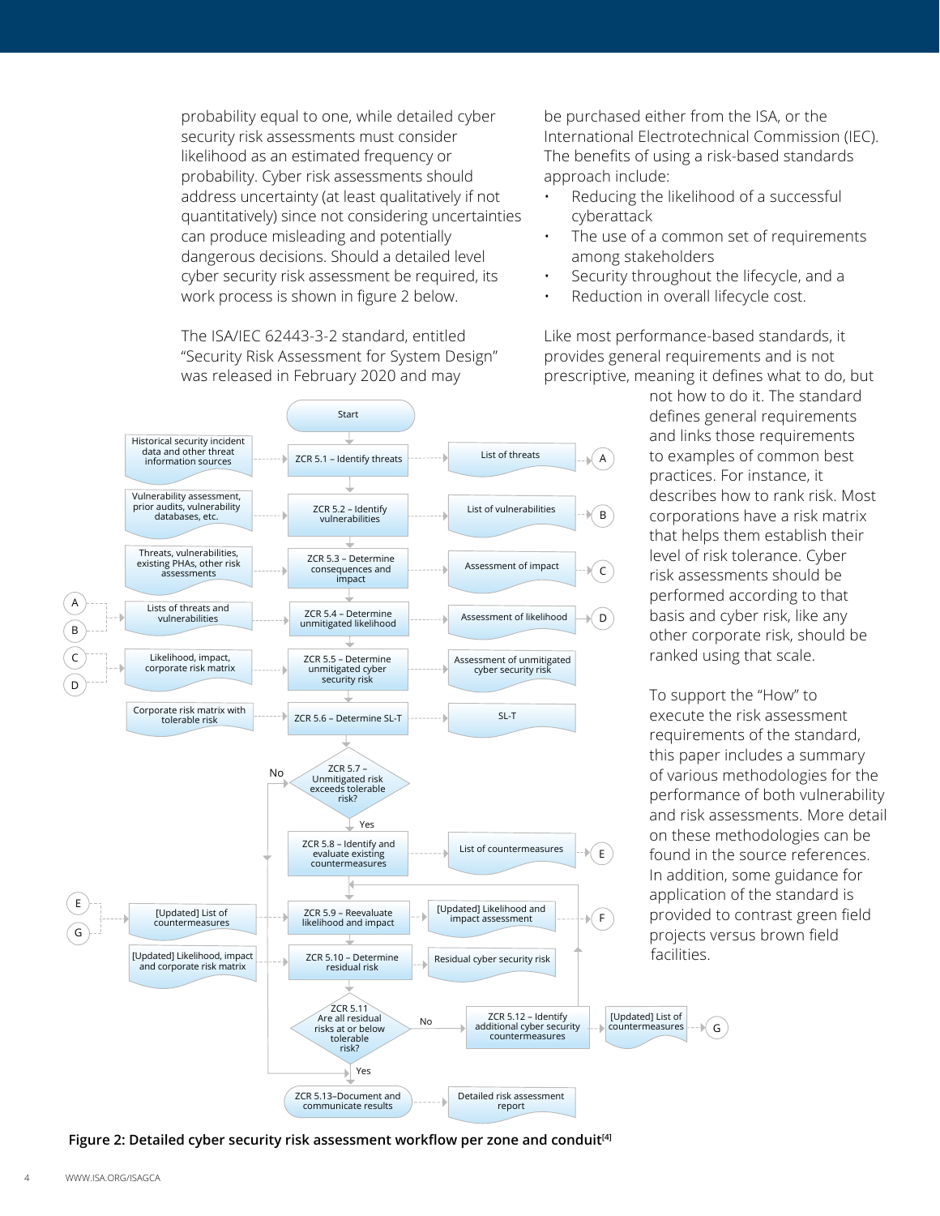probability equal to one, while detailed cyber security risk assessments must consider likelihood as an estimated frequency or probability. Cyber risk assessments should address uncertainty (at least qualitatively if not quantitatively) since not considering uncertainties can produce misleading and potentially dangerous decisions. Should a detailed level cyber security risk assessment be required, its work process is shown in figure 2 below.

The ISA/IEC 62443-3-2 standard, entitled "Security Risk Assessment for System Design" was released in February 2020 and may be purchased either from the ISA, or the International Electrotechnical Commission (IEC). The benefits of using a risk-based standards approach include:

- Reducing the likelihood of a successful cyberattack
- The use of a common set of requirements among stakeholders
- Security throughout the lifecycle, and a
- Reduction in overall lifecycle cost.

Like most performance-based standards, it provides general requirements and is not prescriptive, meaning it defines what to do, but not how to do it. The standard defines general requirements and links those requirements to examples of common best practices. For instance, it describes how to rank risk. Most corporations have a risk matrix that helps them establish their level of risk tolerance. Cyber risk assessments should be performed according to that basis and cyber risk, like any other corporate risk, should be ranked using that scale.

To support the "How" to execute the risk assessment requirements of the standard, this paper includes a summary of various methodologies for the performance of both vulnerability and risk assessments. More detail on these methodologies can be found in the source references. In addition, some guidance for application of the standard is provided to contrast green field projects versus brown field facilities.

Start

| Inputs | Step | Outputs |
|---|---|---|
| Historical security incident data and other threat information sources | ZCR 5.1 – Identify threats | List of threats → A |
| Vulnerability assessment, prior audits, vulnerability databases, etc. | ZCR 5.2 – Identify vulnerabilities | List of vulnerabilities → B |
| Threats, vulnerabilities, existing PHAs, other risk assessments | ZCR 5.3 – Determine consequences and impact | Assessment of impact → C |
| A, B → Lists of threats and vulnerabilities | ZCR 5.4 – Determine unmitigated likelihood | Assessment of likelihood → D |
| C, D → Likelihood, impact, corporate risk matrix | ZCR 5.5 – Determine unmitigated cyber security risk | Assessment of unmitigated cyber security risk |
| Corporate risk matrix with tolerable risk | ZCR 5.6 – Determine SL-T | SL-T |
| | ZCR 5.7 – Unmitigated risk exceeds tolerable risk? (No → ZCR 5.13; Yes → ZCR 5.8) | |
| | ZCR 5.8 – Identify and evaluate existing countermeasures | List of countermeasures → E |
| E, G → [Updated] List of countermeasures | ZCR 5.9 – Reevaluate likelihood and impact | [Updated] Likelihood and impact assessment → F |
| [Updated] Likelihood, impact and corporate risk matrix | ZCR 5.10 – Determine residual risk | Residual cyber security risk |
| | ZCR 5.11 Are all residual risks at or below tolerable risk? (No → ZCR 5.12 – Identify additional cyber security countermeasures → [Updated] List of countermeasures → G, then back to ZCR 5.9; Yes → ZCR 5.13) | |
| | ZCR 5.13–Document and communicate results | Detailed risk assessment report |

**Figure 2: Detailed cyber security risk assessment workflow per zone and conduit[4]**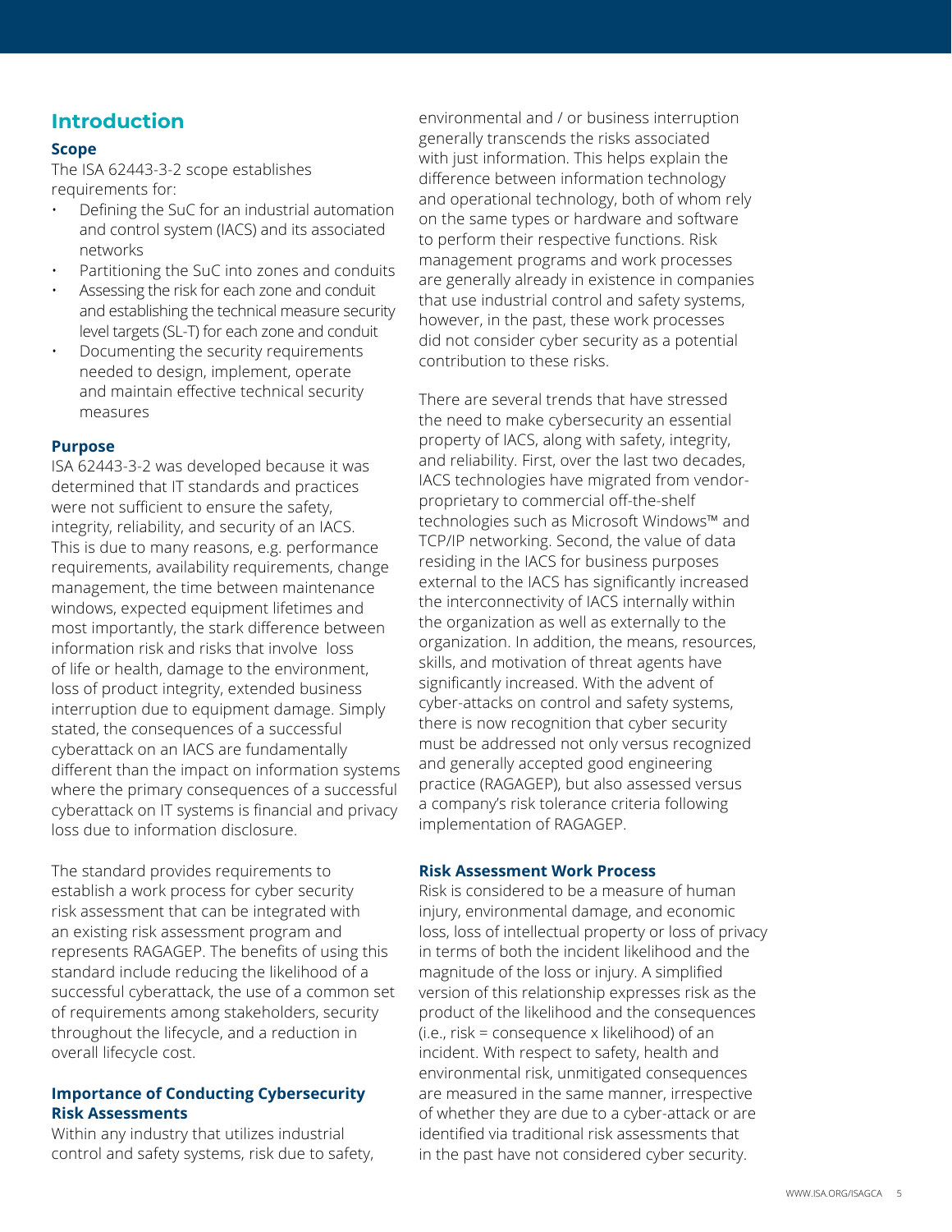## Introduction

### Scope

The ISA 62443-3-2 scope establishes requirements for:

- Defining the SuC for an industrial automation and control system (IACS) and its associated networks
- Partitioning the SuC into zones and conduits
- Assessing the risk for each zone and conduit and establishing the technical measure security level targets (SL-T) for each zone and conduit
- Documenting the security requirements needed to design, implement, operate and maintain effective technical security measures

### Purpose

ISA 62443-3-2 was developed because it was determined that IT standards and practices were not sufficient to ensure the safety, integrity, reliability, and security of an IACS. This is due to many reasons, e.g. performance requirements, availability requirements, change management, the time between maintenance windows, expected equipment lifetimes and most importantly, the stark difference between information risk and risks that involve loss of life or health, damage to the environment, loss of product integrity, extended business interruption due to equipment damage. Simply stated, the consequences of a successful cyberattack on an IACS are fundamentally different than the impact on information systems where the primary consequences of a successful cyberattack on IT systems is financial and privacy loss due to information disclosure.

The standard provides requirements to establish a work process for cyber security risk assessment that can be integrated with an existing risk assessment program and represents RAGAGEP. The benefits of using this standard include reducing the likelihood of a successful cyberattack, the use of a common set of requirements among stakeholders, security throughout the lifecycle, and a reduction in overall lifecycle cost.

### Importance of Conducting Cybersecurity Risk Assessments

Within any industry that utilizes industrial control and safety systems, risk due to safety, environmental and / or business interruption generally transcends the risks associated with just information. This helps explain the difference between information technology and operational technology, both of whom rely on the same types or hardware and software to perform their respective functions. Risk management programs and work processes are generally already in existence in companies that use industrial control and safety systems, however, in the past, these work processes did not consider cyber security as a potential contribution to these risks.

There are several trends that have stressed the need to make cybersecurity an essential property of IACS, along with safety, integrity, and reliability. First, over the last two decades, IACS technologies have migrated from vendor-proprietary to commercial off-the-shelf technologies such as Microsoft Windows™ and TCP/IP networking. Second, the value of data residing in the IACS for business purposes external to the IACS has significantly increased the interconnectivity of IACS internally within the organization as well as externally to the organization. In addition, the means, resources, skills, and motivation of threat agents have significantly increased. With the advent of cyber-attacks on control and safety systems, there is now recognition that cyber security must be addressed not only versus recognized and generally accepted good engineering practice (RAGAGEP), but also assessed versus a company's risk tolerance criteria following implementation of RAGAGEP.

### Risk Assessment Work Process

Risk is considered to be a measure of human injury, environmental damage, and economic loss, loss of intellectual property or loss of privacy in terms of both the incident likelihood and the magnitude of the loss or injury. A simplified version of this relationship expresses risk as the product of the likelihood and the consequences (i.e., risk = consequence x likelihood) of an incident. With respect to safety, health and environmental risk, unmitigated consequences are measured in the same manner, irrespective of whether they are due to a cyber-attack or are identified via traditional risk assessments that in the past have not considered cyber security.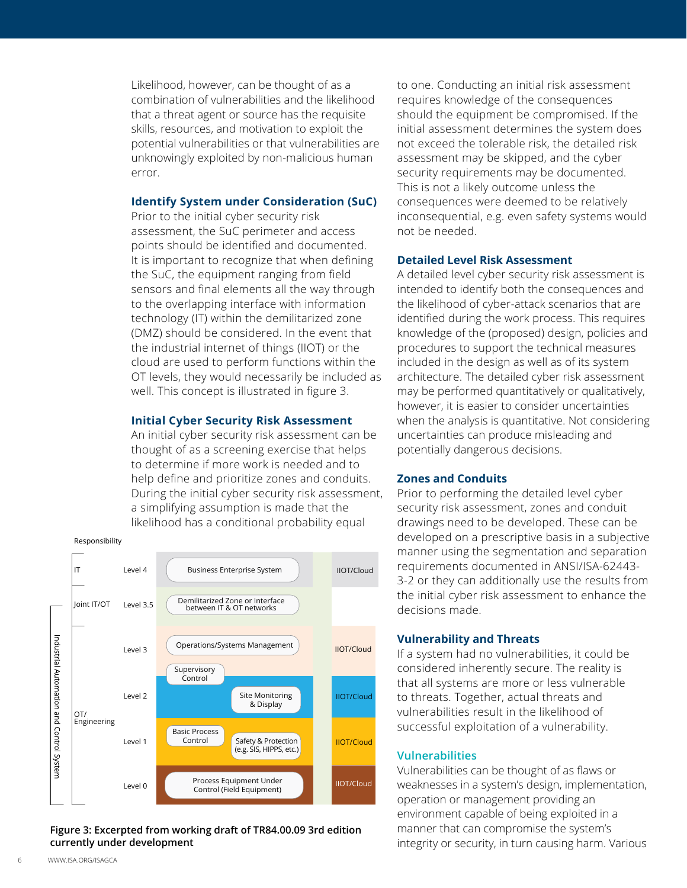Likelihood, however, can be thought of as a combination of vulnerabilities and the likelihood that a threat agent or source has the requisite skills, resources, and motivation to exploit the potential vulnerabilities or that vulnerabilities are unknowingly exploited by non-malicious human error.

### Identify System under Consideration (SuC)

Prior to the initial cyber security risk assessment, the SuC perimeter and access points should be identified and documented. It is important to recognize that when defining the SuC, the equipment ranging from field sensors and final elements all the way through to the overlapping interface with information technology (IT) within the demilitarized zone (DMZ) should be considered. In the event that the industrial internet of things (IIOT) or the cloud are used to perform functions within the OT levels, they would necessarily be included as well. This concept is illustrated in figure 3.

### Initial Cyber Security Risk Assessment

An initial cyber security risk assessment can be thought of as a screening exercise that helps to determine if more work is needed and to help define and prioritize zones and conduits. During the initial cyber security risk assessment, a simplifying assumption is made that the likelihood has a conditional probability equal to one. Conducting an initial risk assessment requires knowledge of the consequences should the equipment be compromised. If the initial assessment determines the system does not exceed the tolerable risk, the detailed risk assessment may be skipped, and the cyber security requirements may be documented. This is not a likely outcome unless the consequences were deemed to be relatively inconsequential, e.g. even safety systems would not be needed.

| Responsibility | Level | | |
|---|---|---|---|
| IT | Level 4 | Business Enterprise System | IIOT/Cloud |
| Joint IT/OT | Level 3.5 | Demilitarized Zone or Interface between IT & OT networks | |
| OT/ Engineering | Level 3 | Operations/Systems Management | IIOT/Cloud |
| | Level 2 | Supervisory Control; Site Monitoring & Display | IIOT/Cloud |
| | Level 1 | Basic Process Control; Safety & Protection (e.g. SIS, HIPPS, etc.) | IIOT/Cloud |
| | Level 0 | Process Equipment Under Control (Field Equipment) | IIOT/Cloud |

Industrial Automation and Control System

**Figure 3: Excerpted from working draft of TR84.00.09 3rd edition currently under development**

### Detailed Level Risk Assessment

A detailed level cyber security risk assessment is intended to identify both the consequences and the likelihood of cyber-attack scenarios that are identified during the work process. This requires knowledge of the (proposed) design, policies and procedures to support the technical measures included in the design as well as of its system architecture. The detailed cyber risk assessment may be performed quantitatively or qualitatively, however, it is easier to consider uncertainties when the analysis is quantitative. Not considering uncertainties can produce misleading and potentially dangerous decisions.

### Zones and Conduits

Prior to performing the detailed level cyber security risk assessment, zones and conduit drawings need to be developed. These can be developed on a prescriptive basis in a subjective manner using the segmentation and separation requirements documented in ANSI/ISA-62443-3-2 or they can additionally use the results from the initial cyber risk assessment to enhance the decisions made.

### Vulnerability and Threats

If a system had no vulnerabilities, it could be considered inherently secure. The reality is that all systems are more or less vulnerable to threats. Together, actual threats and vulnerabilities result in the likelihood of successful exploitation of a vulnerability.

#### Vulnerabilities

Vulnerabilities can be thought of as flaws or weaknesses in a system's design, implementation, operation or management providing an environment capable of being exploited in a manner that can compromise the system's integrity or security, in turn causing harm. Various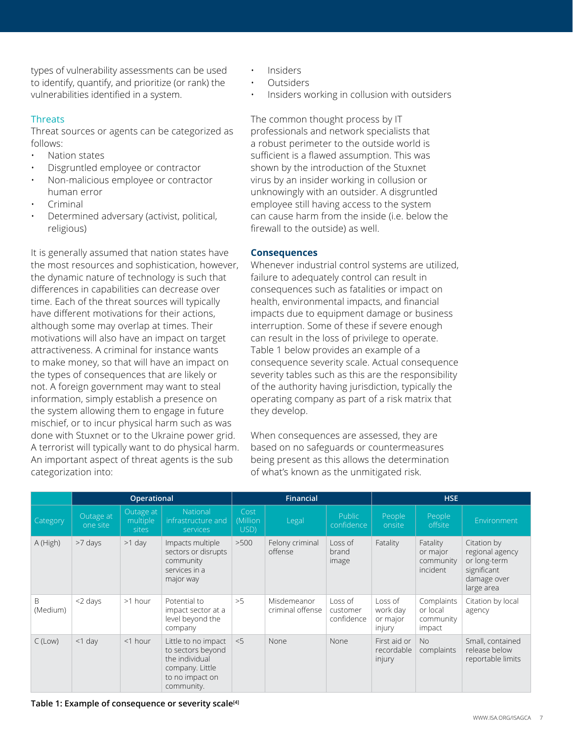types of vulnerability assessments can be used to identify, quantify, and prioritize (or rank) the vulnerabilities identified in a system.

### Threats

Threat sources or agents can be categorized as follows:

- Nation states
- Disgruntled employee or contractor
- Non-malicious employee or contractor human error
- Criminal
- Determined adversary (activist, political, religious)

It is generally assumed that nation states have the most resources and sophistication, however, the dynamic nature of technology is such that differences in capabilities can decrease over time. Each of the threat sources will typically have different motivations for their actions, although some may overlap at times. Their motivations will also have an impact on target attractiveness. A criminal for instance wants to make money, so that will have an impact on the types of consequences that are likely or not. A foreign government may want to steal information, simply establish a presence on the system allowing them to engage in future mischief, or to incur physical harm such as was done with Stuxnet or to the Ukraine power grid. A terrorist will typically want to do physical harm. An important aspect of threat agents is the sub categorization into:

- Insiders
- Outsiders
- Insiders working in collusion with outsiders

The common thought process by IT professionals and network specialists that a robust perimeter to the outside world is sufficient is a flawed assumption. This was shown by the introduction of the Stuxnet virus by an insider working in collusion or unknowingly with an outsider. A disgruntled employee still having access to the system can cause harm from the inside (i.e. below the firewall to the outside) as well.

### Consequences

Whenever industrial control systems are utilized, failure to adequately control can result in consequences such as fatalities or impact on health, environmental impacts, and financial impacts due to equipment damage or business interruption. Some of these if severe enough can result in the loss of privilege to operate. Table 1 below provides an example of a consequence severity scale. Actual consequence severity tables such as this are the responsibility of the authority having jurisdiction, typically the operating company as part of a risk matrix that they develop.

When consequences are assessed, they are based on no safeguards or countermeasures being present as this allows the determination of what's known as the unmitigated risk.

| | Operational | | | Financial | | | HSE | | |
|---|---|---|---|---|---|---|---|---|---|
| Category | Outage at one site | Outage at multiple sites | National infrastructure and services | Cost (Million USD) | Legal | Public confidence | People onsite | People offsite | Environment |
| A (High) | >7 days | >1 day | Impacts multiple sectors or disrupts community services in a major way | >500 | Felony criminal offense | Loss of brand image | Fatality | Fatality or major community incident | Citation by regional agency or long-term significant damage over large area |
| B (Medium) | <2 days | >1 hour | Potential to impact sector at a level beyond the company | >5 | Misdemeanor criminal offense | Loss of customer confidence | Loss of work day or major injury | Complaints or local community impact | Citation by local agency |
| C (Low) | <1 day | <1 hour | Little to no impact to sectors beyond the individual company. Little to no impact on community. | <5 | None | None | First aid or recordable injury | No complaints | Small, contained release below reportable limits |

**Table 1: Example of consequence or severity scale[4]**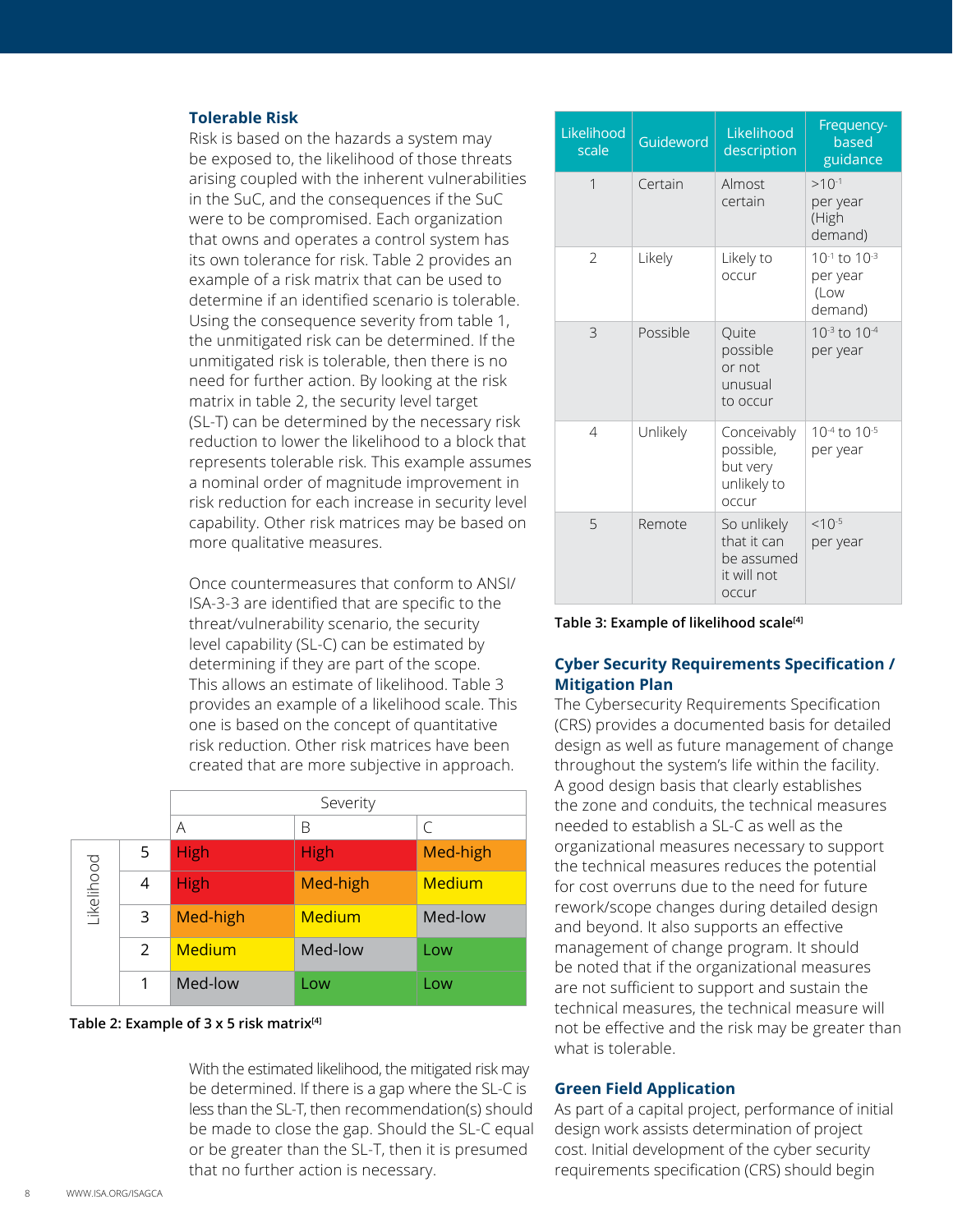### Tolerable Risk

Risk is based on the hazards a system may be exposed to, the likelihood of those threats arising coupled with the inherent vulnerabilities in the SuC, and the consequences if the SuC were to be compromised. Each organization that owns and operates a control system has its own tolerance for risk. Table 2 provides an example of a risk matrix that can be used to determine if an identified scenario is tolerable. Using the consequence severity from table 1, the unmitigated risk can be determined. If the unmitigated risk is tolerable, then there is no need for further action. By looking at the risk matrix in table 2, the security level target (SL-T) can be determined by the necessary risk reduction to lower the likelihood to a block that represents tolerable risk. This example assumes a nominal order of magnitude improvement in risk reduction for each increase in security level capability. Other risk matrices may be based on more qualitative measures.

Once countermeasures that conform to ANSI/ISA-3-3 are identified that are specific to the threat/vulnerability scenario, the security level capability (SL-C) can be estimated by determining if they are part of the scope. This allows an estimate of likelihood. Table 3 provides an example of a likelihood scale. This one is based on the concept of quantitative risk reduction. Other risk matrices have been created that are more subjective in approach.

| | | Severity | | |
|---|---|---|---|---|
| | | A | B | C |
| Likelihood | 5 | High | High | Med-high |
| | 4 | High | Med-high | Medium |
| | 3 | Med-high | Medium | Med-low |
| | 2 | Medium | Med-low | Low |
| | 1 | Med-low | Low | Low |

**Table 2: Example of 3 x 5 risk matrix[4]**

With the estimated likelihood, the mitigated risk may be determined. If there is a gap where the SL-C is less than the SL-T, then recommendation(s) should be made to close the gap. Should the SL-C equal or be greater than the SL-T, then it is presumed that no further action is necessary.

| Likelihood scale | Guideword | Likelihood description | Frequency-based guidance |
|---|---|---|---|
| 1 | Certain | Almost certain | $>10^{-1}$ per year (High demand) |
| 2 | Likely | Likely to occur | $10^{-1}$ to $10^{-3}$ per year (Low demand) |
| 3 | Possible | Quite possible or not unusual to occur | $10^{-3}$ to $10^{-4}$ per year |
| 4 | Unlikely | Conceivably possible, but very unlikely to occur | $10^{-4}$ to $10^{-5}$ per year |
| 5 | Remote | So unlikely that it can be assumed it will not occur | $<10^{-5}$ per year |

**Table 3: Example of likelihood scale[4]**

### Cyber Security Requirements Specification / Mitigation Plan

The Cybersecurity Requirements Specification (CRS) provides a documented basis for detailed design as well as future management of change throughout the system's life within the facility. A good design basis that clearly establishes the zone and conduits, the technical measures needed to establish a SL-C as well as the organizational measures necessary to support the technical measures reduces the potential for cost overruns due to the need for future rework/scope changes during detailed design and beyond. It also supports an effective management of change program. It should be noted that if the organizational measures are not sufficient to support and sustain the technical measures, the technical measure will not be effective and the risk may be greater than what is tolerable.

### Green Field Application

As part of a capital project, performance of initial design work assists determination of project cost. Initial development of the cyber security requirements specification (CRS) should begin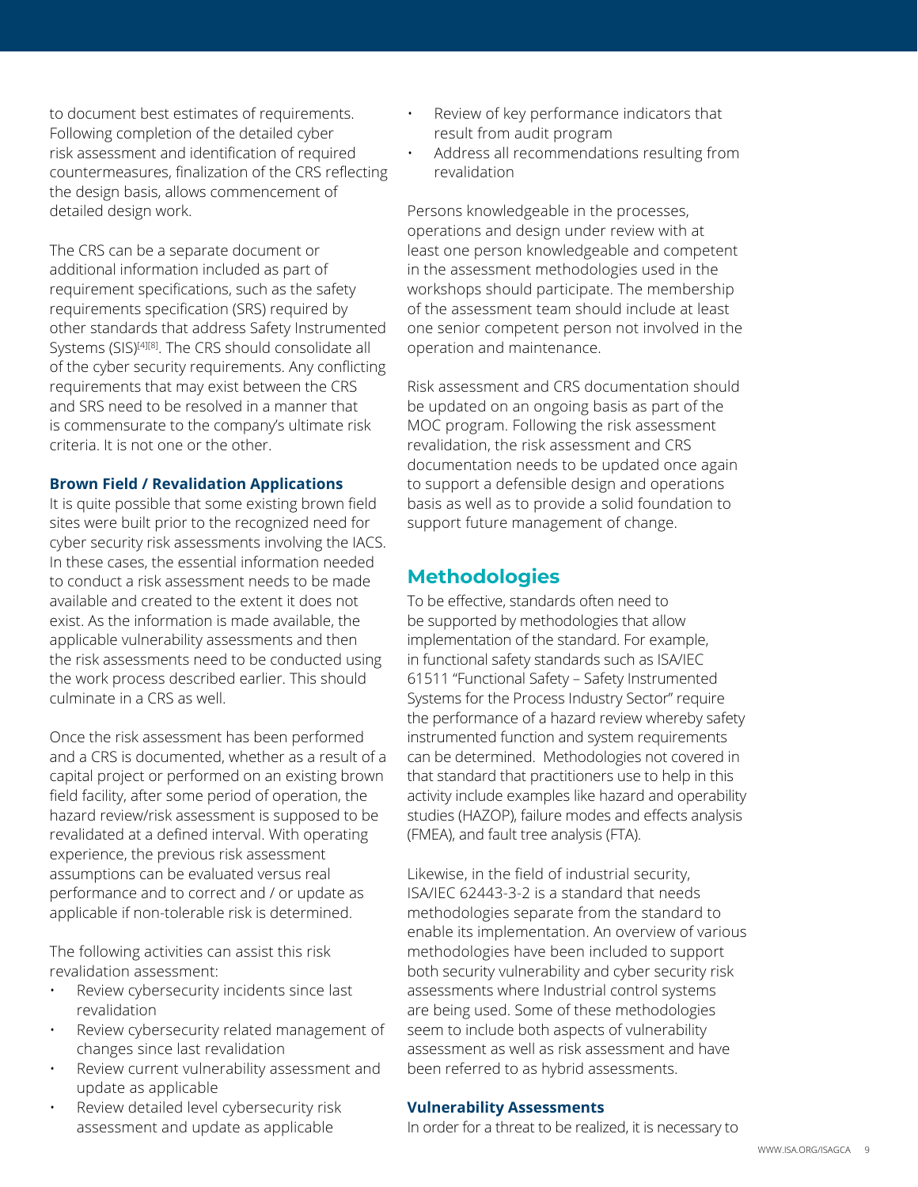to document best estimates of requirements. Following completion of the detailed cyber risk assessment and identification of required countermeasures, finalization of the CRS reflecting the design basis, allows commencement of detailed design work.

The CRS can be a separate document or additional information included as part of requirement specifications, such as the safety requirements specification (SRS) required by other standards that address Safety Instrumented Systems (SIS)[4][8]. The CRS should consolidate all of the cyber security requirements. Any conflicting requirements that may exist between the CRS and SRS need to be resolved in a manner that is commensurate to the company's ultimate risk criteria. It is not one or the other.

### Brown Field / Revalidation Applications

It is quite possible that some existing brown field sites were built prior to the recognized need for cyber security risk assessments involving the IACS. In these cases, the essential information needed to conduct a risk assessment needs to be made available and created to the extent it does not exist. As the information is made available, the applicable vulnerability assessments and then the risk assessments need to be conducted using the work process described earlier. This should culminate in a CRS as well.

Once the risk assessment has been performed and a CRS is documented, whether as a result of a capital project or performed on an existing brown field facility, after some period of operation, the hazard review/risk assessment is supposed to be revalidated at a defined interval. With operating experience, the previous risk assessment assumptions can be evaluated versus real performance and to correct and / or update as applicable if non-tolerable risk is determined.

The following activities can assist this risk revalidation assessment:

- Review cybersecurity incidents since last revalidation
- Review cybersecurity related management of changes since last revalidation
- Review current vulnerability assessment and update as applicable
- Review detailed level cybersecurity risk assessment and update as applicable
- Review of key performance indicators that result from audit program
- Address all recommendations resulting from revalidation

Persons knowledgeable in the processes, operations and design under review with at least one person knowledgeable and competent in the assessment methodologies used in the workshops should participate. The membership of the assessment team should include at least one senior competent person not involved in the operation and maintenance.

Risk assessment and CRS documentation should be updated on an ongoing basis as part of the MOC program. Following the risk assessment revalidation, the risk assessment and CRS documentation needs to be updated once again to support a defensible design and operations basis as well as to provide a solid foundation to support future management of change.

## Methodologies

To be effective, standards often need to be supported by methodologies that allow implementation of the standard. For example, in functional safety standards such as ISA/IEC 61511 "Functional Safety – Safety Instrumented Systems for the Process Industry Sector" require the performance of a hazard review whereby safety instrumented function and system requirements can be determined. Methodologies not covered in that standard that practitioners use to help in this activity include examples like hazard and operability studies (HAZOP), failure modes and effects analysis (FMEA), and fault tree analysis (FTA).

Likewise, in the field of industrial security, ISA/IEC 62443-3-2 is a standard that needs methodologies separate from the standard to enable its implementation. An overview of various methodologies have been included to support both security vulnerability and cyber security risk assessments where Industrial control systems are being used. Some of these methodologies seem to include both aspects of vulnerability assessment as well as risk assessment and have been referred to as hybrid assessments.

### Vulnerability Assessments

In order for a threat to be realized, it is necessary to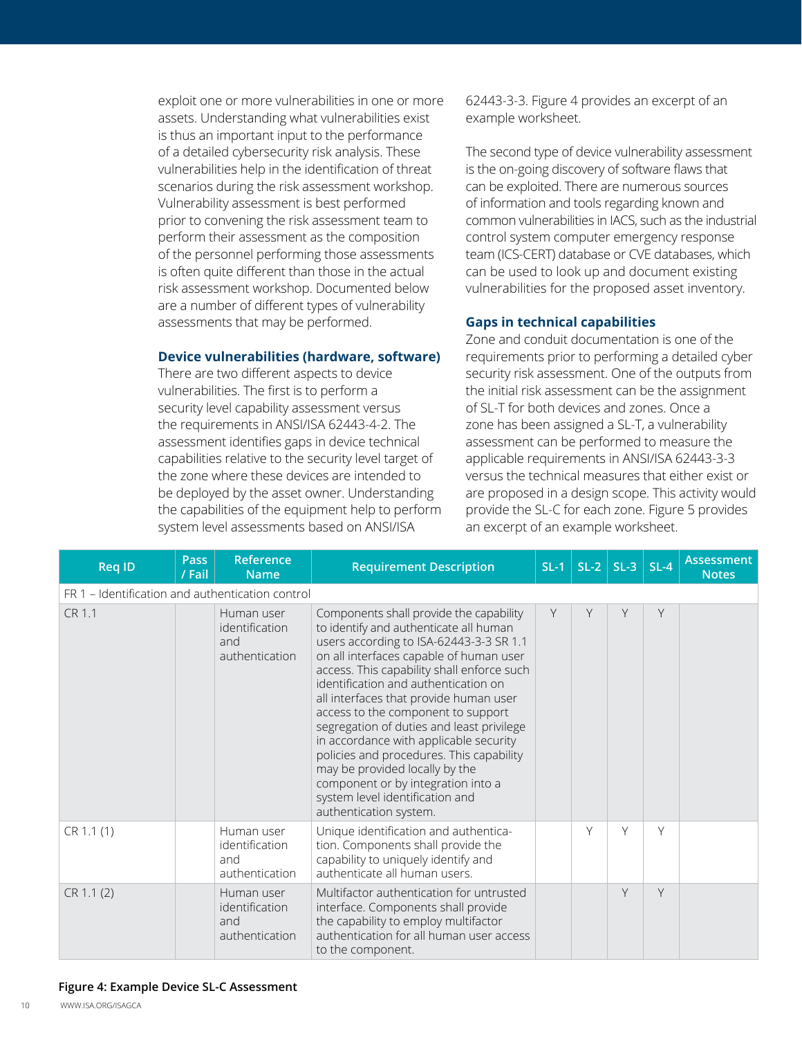exploit one or more vulnerabilities in one or more assets. Understanding what vulnerabilities exist is thus an important input to the performance of a detailed cybersecurity risk analysis. These vulnerabilities help in the identification of threat scenarios during the risk assessment workshop. Vulnerability assessment is best performed prior to convening the risk assessment team to perform their assessment as the composition of the personnel performing those assessments is often quite different than those in the actual risk assessment workshop. Documented below are a number of different types of vulnerability assessments that may be performed.

### Device vulnerabilities (hardware, software)

There are two different aspects to device vulnerabilities. The first is to perform a security level capability assessment versus the requirements in ANSI/ISA 62443-4-2. The assessment identifies gaps in device technical capabilities relative to the security level target of the zone where these devices are intended to be deployed by the asset owner. Understanding the capabilities of the equipment help to perform system level assessments based on ANSI/ISA 62443-3-3. Figure 4 provides an excerpt of an example worksheet.

The second type of device vulnerability assessment is the on-going discovery of software flaws that can be exploited. There are numerous sources of information and tools regarding known and common vulnerabilities in IACS, such as the industrial control system computer emergency response team (ICS-CERT) database or CVE databases, which can be used to look up and document existing vulnerabilities for the proposed asset inventory.

### Gaps in technical capabilities

Zone and conduit documentation is one of the requirements prior to performing a detailed cyber security risk assessment. One of the outputs from the initial risk assessment can be the assignment of SL-T for both devices and zones. Once a zone has been assigned a SL-T, a vulnerability assessment can be performed to measure the applicable requirements in ANSI/ISA 62443-3-3 versus the technical measures that either exist or are proposed in a design scope. This activity would provide the SL-C for each zone. Figure 5 provides an excerpt of an example worksheet.

| Req ID | Pass / Fail | Reference Name | Requirement Description | SL-1 | SL-2 | SL-3 | SL-4 | Assessment Notes |
|---|---|---|---|---|---|---|---|---|
| FR 1 – Identification and authentication control | | | | | | | | |
| CR 1.1 | | Human user identification and authentication | Components shall provide the capability to identify and authenticate all human users according to ISA-62443-3-3 SR 1.1 on all interfaces capable of human user access. This capability shall enforce such identification and authentication on all interfaces that provide human user access to the component to support segregation of duties and least privilege in accordance with applicable security policies and procedures. This capability may be provided locally by the component or by integration into a system level identification and authentication system. | Y | Y | Y | Y | |
| CR 1.1 (1) | | Human user identification and authentication | Unique identification and authentication. Components shall provide the capability to uniquely identify and authenticate all human users. | | Y | Y | Y | |
| CR 1.1 (2) | | Human user identification and authentication | Multifactor authentication for untrusted interface. Components shall provide the capability to employ multifactor authentication for all human user access to the component. | | | Y | Y | |

**Figure 4: Example Device SL-C Assessment**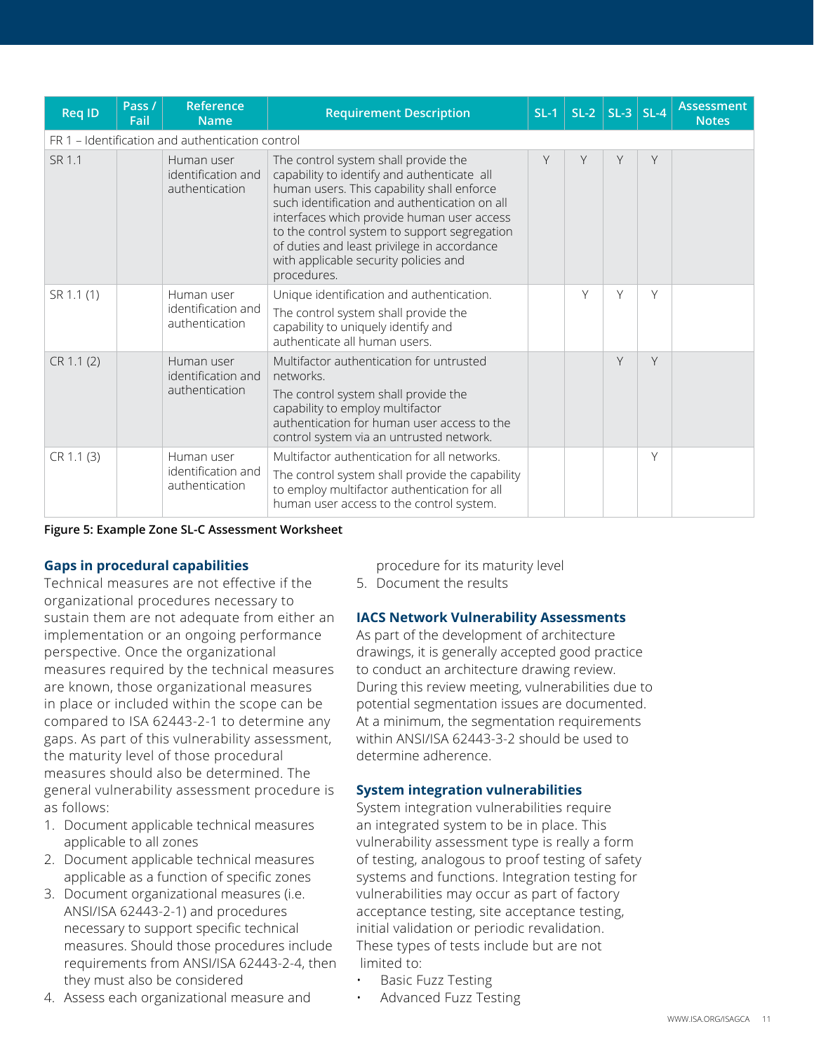| Req ID | Pass / Fail | Reference Name | Requirement Description | SL-1 | SL-2 | SL-3 | SL-4 | Assessment Notes |
|---|---|---|---|---|---|---|---|---|
| FR 1 – Identification and authentication control | | | | | | | | |
| SR 1.1 | | Human user identification and authentication | The control system shall provide the capability to identify and authenticate all human users. This capability shall enforce such identification and authentication on all interfaces which provide human user access to the control system to support segregation of duties and least privilege in accordance with applicable security policies and procedures. | Y | Y | Y | Y | |
| SR 1.1 (1) | | Human user identification and authentication | Unique identification and authentication. The control system shall provide the capability to uniquely identify and authenticate all human users. | | Y | Y | Y | |
| CR 1.1 (2) | | Human user identification and authentication | Multifactor authentication for untrusted networks. The control system shall provide the capability to employ multifactor authentication for human user access to the control system via an untrusted network. | | | Y | Y | |
| CR 1.1 (3) | | Human user identification and authentication | Multifactor authentication for all networks. The control system shall provide the capability to employ multifactor authentication for all human user access to the control system. | | | | Y | |

**Figure 5: Example Zone SL-C Assessment Worksheet**

### Gaps in procedural capabilities

Technical measures are not effective if the organizational procedures necessary to sustain them are not adequate from either an implementation or an ongoing performance perspective. Once the organizational measures required by the technical measures are known, those organizational measures in place or included within the scope can be compared to ISA 62443-2-1 to determine any gaps. As part of this vulnerability assessment, the maturity level of those procedural measures should also be determined. The general vulnerability assessment procedure is as follows:

1. Document applicable technical measures applicable to all zones
2. Document applicable technical measures applicable as a function of specific zones
3. Document organizational measures (i.e. ANSI/ISA 62443-2-1) and procedures necessary to support specific technical measures. Should those procedures include requirements from ANSI/ISA 62443-2-4, then they must also be considered
4. Assess each organizational measure and procedure for its maturity level
5. Document the results

### IACS Network Vulnerability Assessments

As part of the development of architecture drawings, it is generally accepted good practice to conduct an architecture drawing review. During this review meeting, vulnerabilities due to potential segmentation issues are documented. At a minimum, the segmentation requirements within ANSI/ISA 62443-3-2 should be used to determine adherence.

### System integration vulnerabilities

System integration vulnerabilities require an integrated system to be in place. This vulnerability assessment type is really a form of testing, analogous to proof testing of safety systems and functions. Integration testing for vulnerabilities may occur as part of factory acceptance testing, site acceptance testing, initial validation or periodic revalidation. These types of tests include but are not limited to:

- Basic Fuzz Testing
- Advanced Fuzz Testing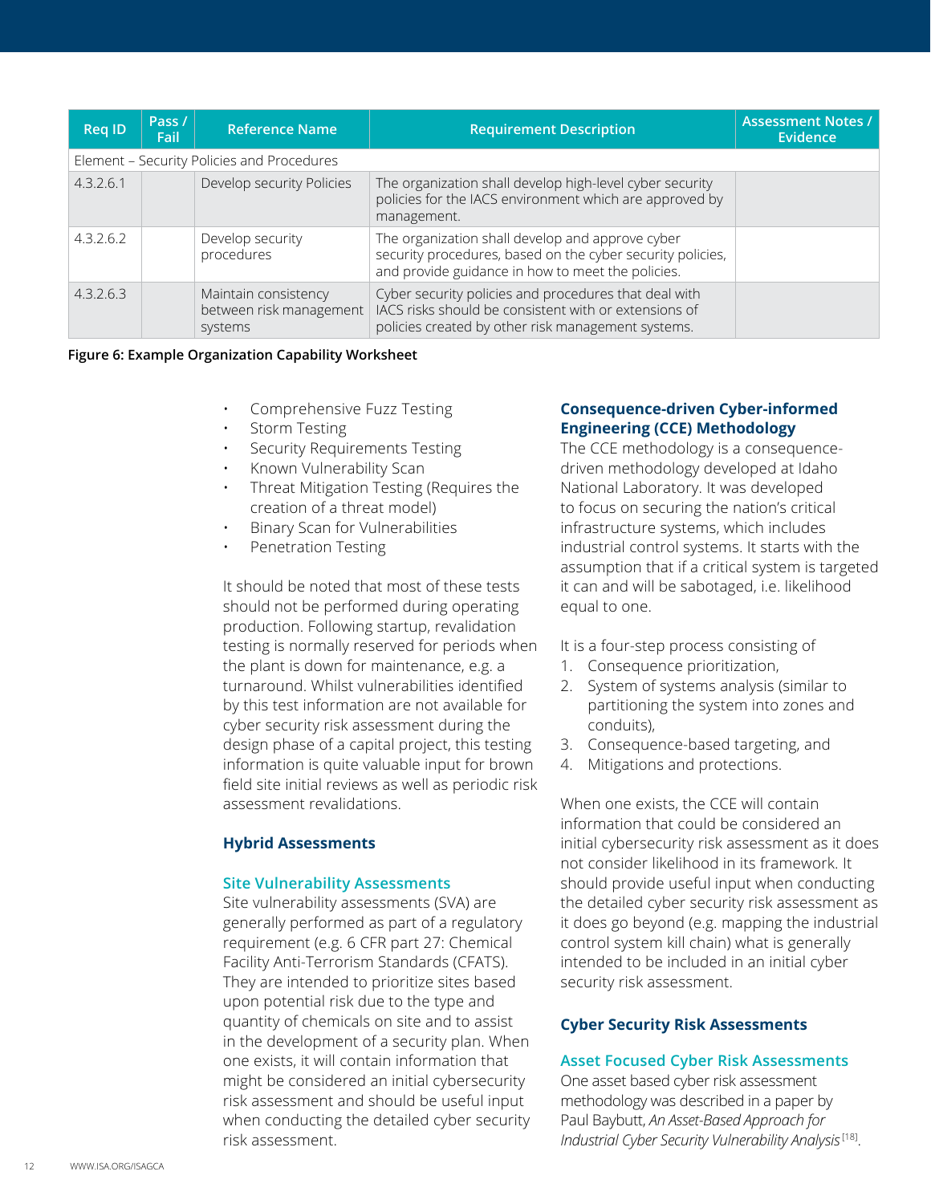| Req ID | Pass / Fail | Reference Name | Requirement Description | Assessment Notes / Evidence |
|---|---|---|---|---|
| Element – Security Policies and Procedures | | | | |
| 4.3.2.6.1 | | Develop security Policies | The organization shall develop high-level cyber security policies for the IACS environment which are approved by management. | |
| 4.3.2.6.2 | | Develop security procedures | The organization shall develop and approve cyber security procedures, based on the cyber security policies, and provide guidance in how to meet the policies. | |
| 4.3.2.6.3 | | Maintain consistency between risk management systems | Cyber security policies and procedures that deal with IACS risks should be consistent with or extensions of policies created by other risk management systems. | |

**Figure 6: Example Organization Capability Worksheet**

- Comprehensive Fuzz Testing
- Storm Testing
- Security Requirements Testing
- Known Vulnerability Scan
- Threat Mitigation Testing (Requires the creation of a threat model)
- Binary Scan for Vulnerabilities
- Penetration Testing

It should be noted that most of these tests should not be performed during operating production. Following startup, revalidation testing is normally reserved for periods when the plant is down for maintenance, e.g. a turnaround. Whilst vulnerabilities identified by this test information are not available for cyber security risk assessment during the design phase of a capital project, this testing information is quite valuable input for brown field site initial reviews as well as periodic risk assessment revalidations.

## Hybrid Assessments

### Site Vulnerability Assessments

Site vulnerability assessments (SVA) are generally performed as part of a regulatory requirement (e.g. 6 CFR part 27: Chemical Facility Anti-Terrorism Standards (CFATS). They are intended to prioritize sites based upon potential risk due to the type and quantity of chemicals on site and to assist in the development of a security plan. When one exists, it will contain information that might be considered an initial cybersecurity risk assessment and should be useful input when conducting the detailed cyber security risk assessment.

### Consequence-driven Cyber-informed Engineering (CCE) Methodology

The CCE methodology is a consequence-driven methodology developed at Idaho National Laboratory. It was developed to focus on securing the nation's critical infrastructure systems, which includes industrial control systems. It starts with the assumption that if a critical system is targeted it can and will be sabotaged, i.e. likelihood equal to one.

It is a four-step process consisting of

1. Consequence prioritization,
2. System of systems analysis (similar to partitioning the system into zones and conduits),
3. Consequence-based targeting, and
4. Mitigations and protections.

When one exists, the CCE will contain information that could be considered an initial cybersecurity risk assessment as it does not consider likelihood in its framework. It should provide useful input when conducting the detailed cyber security risk assessment as it does go beyond (e.g. mapping the industrial control system kill chain) what is generally intended to be included in an initial cyber security risk assessment.

## Cyber Security Risk Assessments

### Asset Focused Cyber Risk Assessments

One asset based cyber risk assessment methodology was described in a paper by Paul Baybutt, *An Asset-Based Approach for Industrial Cyber Security Vulnerability Analysis* [18].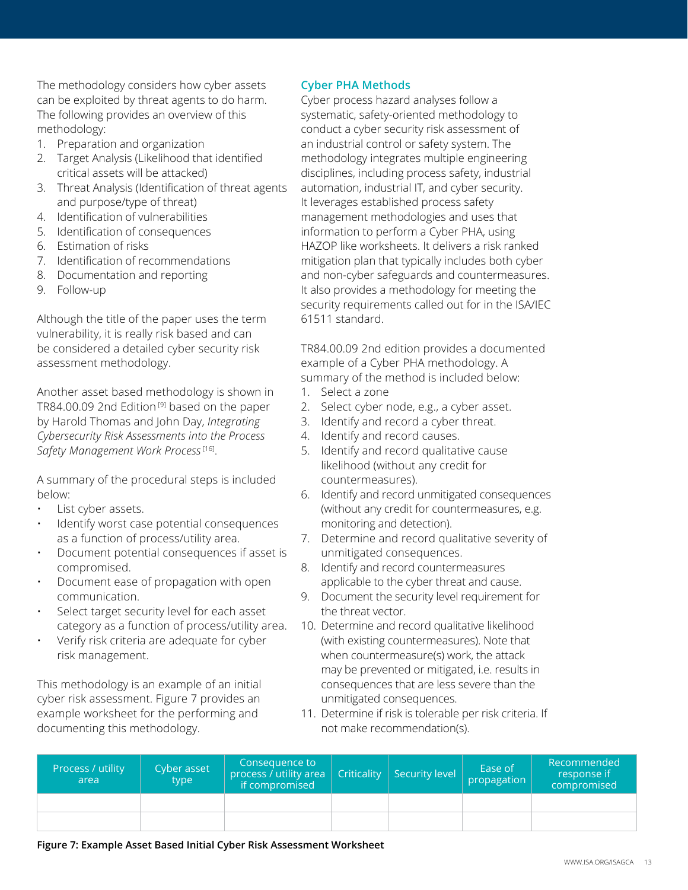The methodology considers how cyber assets can be exploited by threat agents to do harm. The following provides an overview of this methodology:

1. Preparation and organization
2. Target Analysis (Likelihood that identified critical assets will be attacked)
3. Threat Analysis (Identification of threat agents and purpose/type of threat)
4. Identification of vulnerabilities
5. Identification of consequences
6. Estimation of risks
7. Identification of recommendations
8. Documentation and reporting
9. Follow-up

Although the title of the paper uses the term vulnerability, it is really risk based and can be considered a detailed cyber security risk assessment methodology.

Another asset based methodology is shown in TR84.00.09 2nd Edition [9] based on the paper by Harold Thomas and John Day, *Integrating Cybersecurity Risk Assessments into the Process Safety Management Work Process* [16].

A summary of the procedural steps is included below:

- List cyber assets.
- Identify worst case potential consequences as a function of process/utility area.
- Document potential consequences if asset is compromised.
- Document ease of propagation with open communication.
- Select target security level for each asset category as a function of process/utility area.
- Verify risk criteria are adequate for cyber risk management.

This methodology is an example of an initial cyber risk assessment. Figure 7 provides an example worksheet for the performing and documenting this methodology.

## Cyber PHA Methods

Cyber process hazard analyses follow a systematic, safety-oriented methodology to conduct a cyber security risk assessment of an industrial control or safety system. The methodology integrates multiple engineering disciplines, including process safety, industrial automation, industrial IT, and cyber security. It leverages established process safety management methodologies and uses that information to perform a Cyber PHA, using HAZOP like worksheets. It delivers a risk ranked mitigation plan that typically includes both cyber and non-cyber safeguards and countermeasures. It also provides a methodology for meeting the security requirements called out for in the ISA/IEC 61511 standard.

TR84.00.09 2nd edition provides a documented example of a Cyber PHA methodology. A summary of the method is included below:

1. Select a zone
2. Select cyber node, e.g., a cyber asset.
3. Identify and record a cyber threat.
4. Identify and record causes.
5. Identify and record qualitative cause likelihood (without any credit for countermeasures).
6. Identify and record unmitigated consequences (without any credit for countermeasures, e.g. monitoring and detection).
7. Determine and record qualitative severity of unmitigated consequences.
8. Identify and record countermeasures applicable to the cyber threat and cause.
9. Document the security level requirement for the threat vector.
10. Determine and record qualitative likelihood (with existing countermeasures). Note that when countermeasure(s) work, the attack may be prevented or mitigated, i.e. results in consequences that are less severe than the unmitigated consequences.
11. Determine if risk is tolerable per risk criteria. If not make recommendation(s).

| Process / utility area | Cyber asset type | Consequence to process / utility area if compromised | Criticality | Security level | Ease of propagation | Recommended response if compromised |
|---|---|---|---|---|---|---|
| | | | | | | |
| | | | | | | |

**Figure 7: Example Asset Based Initial Cyber Risk Assessment Worksheet**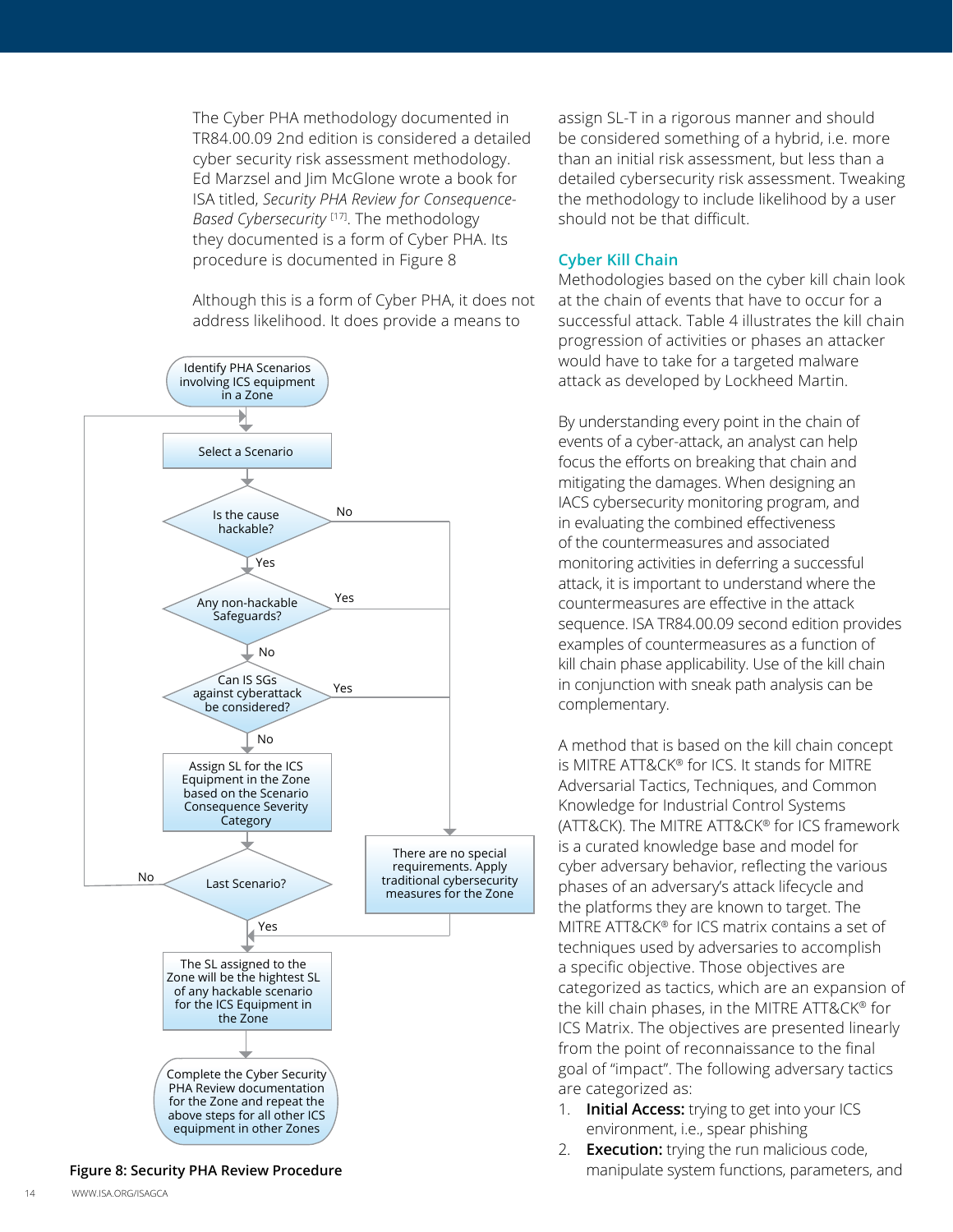The Cyber PHA methodology documented in TR84.00.09 2nd edition is considered a detailed cyber security risk assessment methodology. Ed Marzsel and Jim McGlone wrote a book for ISA titled, *Security PHA Review for Consequence-Based Cybersecurity* [17]. The methodology they documented is a form of Cyber PHA. Its procedure is documented in Figure 8

Although this is a form of Cyber PHA, it does not address likelihood. It does provide a means to assign SL-T in a rigorous manner and should be considered something of a hybrid, i.e. more than an initial risk assessment, but less than a detailed cybersecurity risk assessment. Tweaking the methodology to include likelihood by a user should not be that difficult.

Identify PHA Scenarios involving ICS equipment in a Zone

Select a Scenario

Is the cause hackable? (No → There are no special requirements. Apply traditional cybersecurity measures for the Zone; Yes → next)

Any non-hackable Safeguards? (Yes → There are no special requirements. Apply traditional cybersecurity measures for the Zone; No → next)

Can IS SGs against cyberattack be considered? (Yes → There are no special requirements. Apply traditional cybersecurity measures for the Zone; No → next)

Assign SL for the ICS Equipment in the Zone based on the Scenario Consequence Severity Category

Last Scenario? (No → Select a Scenario; Yes → next)

The SL assigned to the Zone will be the hightest SL of any hackable scenario for the ICS Equipment in the Zone

Complete the Cyber Security PHA Review documentation for the Zone and repeat the above steps for all other ICS equipment in other Zones

**Figure 8: Security PHA Review Procedure**

## Cyber Kill Chain

Methodologies based on the cyber kill chain look at the chain of events that have to occur for a successful attack. Table 4 illustrates the kill chain progression of activities or phases an attacker would have to take for a targeted malware attack as developed by Lockheed Martin.

By understanding every point in the chain of events of a cyber-attack, an analyst can help focus the efforts on breaking that chain and mitigating the damages. When designing an IACS cybersecurity monitoring program, and in evaluating the combined effectiveness of the countermeasures and associated monitoring activities in deferring a successful attack, it is important to understand where the countermeasures are effective in the attack sequence. ISA TR84.00.09 second edition provides examples of countermeasures as a function of kill chain phase applicability. Use of the kill chain in conjunction with sneak path analysis can be complementary.

A method that is based on the kill chain concept is MITRE ATT&CK® for ICS. It stands for MITRE Adversarial Tactics, Techniques, and Common Knowledge for Industrial Control Systems (ATT&CK). The MITRE ATT&CK® for ICS framework is a curated knowledge base and model for cyber adversary behavior, reflecting the various phases of an adversary's attack lifecycle and the platforms they are known to target. The MITRE ATT&CK® for ICS matrix contains a set of techniques used by adversaries to accomplish a specific objective. Those objectives are categorized as tactics, which are an expansion of the kill chain phases, in the MITRE ATT&CK® for ICS Matrix. The objectives are presented linearly from the point of reconnaissance to the final goal of "impact". The following adversary tactics are categorized as:

1. **Initial Access:** trying to get into your ICS environment, i.e., spear phishing
2. **Execution:** trying the run malicious code, manipulate system functions, parameters, and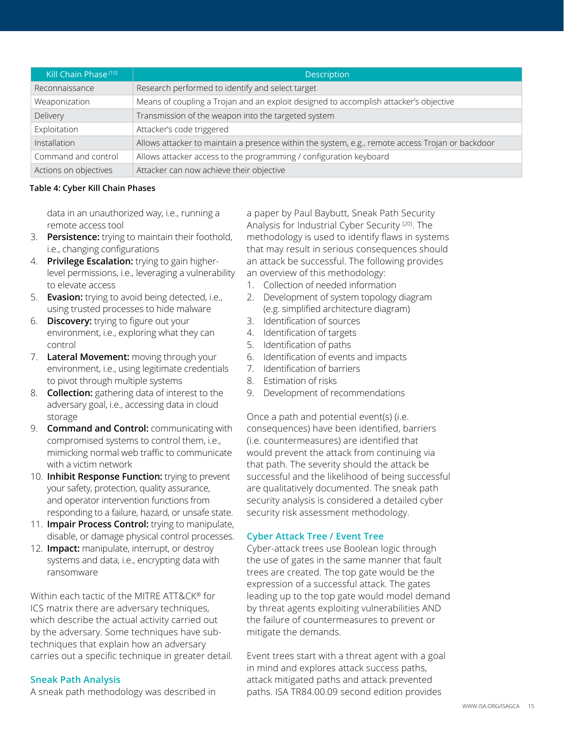| Kill Chain Phase [15] | Description |
|---|---|
| Reconnaissance | Research performed to identify and select target |
| Weaponization | Means of coupling a Trojan and an exploit designed to accomplish attacker's objective |
| Delivery | Transmission of the weapon into the targeted system |
| Exploitation | Attacker's code triggered |
| Installation | Allows attacker to maintain a presence within the system, e.g., remote access Trojan or backdoor |
| Command and control | Allows attacker access to the programming / configuration keyboard |
| Actions on objectives | Attacker can now achieve their objective |

**Table 4: Cyber Kill Chain Phases**

data in an unauthorized way, i.e., running a remote access tool

3. **Persistence:** trying to maintain their foothold, i.e., changing configurations
4. **Privilege Escalation:** trying to gain higher-level permissions, i.e., leveraging a vulnerability to elevate access
5. **Evasion:** trying to avoid being detected, i.e., using trusted processes to hide malware
6. **Discovery:** trying to figure out your environment, i.e., exploring what they can control
7. **Lateral Movement:** moving through your environment, i.e., using legitimate credentials to pivot through multiple systems
8. **Collection:** gathering data of interest to the adversary goal, i.e., accessing data in cloud storage
9. **Command and Control:** communicating with compromised systems to control them, i.e., mimicking normal web traffic to communicate with a victim network
10. **Inhibit Response Function:** trying to prevent your safety, protection, quality assurance, and operator intervention functions from responding to a failure, hazard, or unsafe state.
11. **Impair Process Control:** trying to manipulate, disable, or damage physical control processes.
12. **Impact:** manipulate, interrupt, or destroy systems and data, i.e., encrypting data with ransomware

Within each tactic of the MITRE ATT&CK® for ICS matrix there are adversary techniques, which describe the actual activity carried out by the adversary. Some techniques have sub-techniques that explain how an adversary carries out a specific technique in greater detail.

## Sneak Path Analysis

A sneak path methodology was described in a paper by Paul Baybutt, Sneak Path Security Analysis for Industrial Cyber Security [20]. The methodology is used to identify flaws in systems that may result in serious consequences should an attack be successful. The following provides an overview of this methodology:

1. Collection of needed information
2. Development of system topology diagram (e.g. simplified architecture diagram)
3. Identification of sources
4. Identification of targets
5. Identification of paths
6. Identification of events and impacts
7. Identification of barriers
8. Estimation of risks
9. Development of recommendations

Once a path and potential event(s) (i.e. consequences) have been identified, barriers (i.e. countermeasures) are identified that would prevent the attack from continuing via that path. The severity should the attack be successful and the likelihood of being successful are qualitatively documented. The sneak path security analysis is considered a detailed cyber security risk assessment methodology.

## Cyber Attack Tree / Event Tree

Cyber-attack trees use Boolean logic through the use of gates in the same manner that fault trees are created. The top gate would be the expression of a successful attack. The gates leading up to the top gate would model demand by threat agents exploiting vulnerabilities AND the failure of countermeasures to prevent or mitigate the demands.

Event trees start with a threat agent with a goal in mind and explores attack success paths, attack mitigated paths and attack prevented paths. ISA TR84.00.09 second edition provides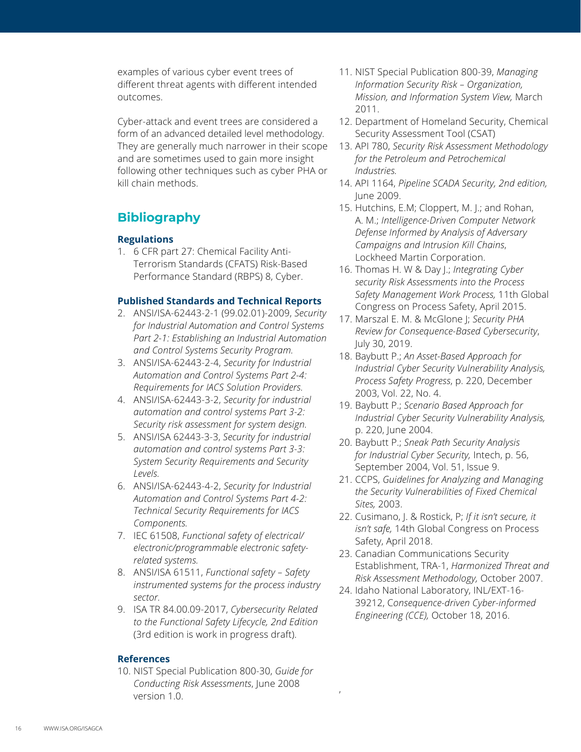examples of various cyber event trees of different threat agents with different intended outcomes.

Cyber-attack and event trees are considered a form of an advanced detailed level methodology. They are generally much narrower in their scope and are sometimes used to gain more insight following other techniques such as cyber PHA or kill chain methods.

## Bibliography

### Regulations

1. 6 CFR part 27: Chemical Facility Anti-Terrorism Standards (CFATS) Risk-Based Performance Standard (RBPS) 8, Cyber.

### Published Standards and Technical Reports

2. ANSI/ISA-62443-2-1 (99.02.01)-2009, *Security for Industrial Automation and Control Systems Part 2-1: Establishing an Industrial Automation and Control Systems Security Program.*
3. ANSI/ISA-62443-2-4, *Security for Industrial Automation and Control Systems Part 2-4: Requirements for IACS Solution Providers.*
4. ANSI/ISA-62443-3-2, *Security for industrial automation and control systems Part 3-2: Security risk assessment for system design.*
5. ANSI/ISA 62443-3-3, *Security for industrial automation and control systems Part 3-3: System Security Requirements and Security Levels.*
6. ANSI/ISA-62443-4-2, *Security for Industrial Automation and Control Systems Part 4-2: Technical Security Requirements for IACS Components.*
7. IEC 61508, *Functional safety of electrical/electronic/programmable electronic safety-related systems.*
8. ANSI/ISA 61511, *Functional safety – Safety instrumented systems for the process industry sector*.
9. ISA TR 84.00.09-2017, *Cybersecurity Related to the Functional Safety Lifecycle, 2nd Edition* (3rd edition is work in progress draft).

### References

10. NIST Special Publication 800-30, *Guide for Conducting Risk Assessments*, June 2008 version 1.0.
11. NIST Special Publication 800-39, *Managing Information Security Risk – Organization, Mission, and Information System View,* March 2011.
12. Department of Homeland Security, Chemical Security Assessment Tool (CSAT)
13. API 780, *Security Risk Assessment Methodology for the Petroleum and Petrochemical Industries.*
14. API 1164, *Pipeline SCADA Security, 2nd edition,* June 2009.
15. Hutchins, E.M; Cloppert, M. J.; and Rohan, A. M.; *Intelligence-Driven Computer Network Defense Informed by Analysis of Adversary Campaigns and Intrusion Kill Chains*, Lockheed Martin Corporation.
16. Thomas H. W & Day J.; *Integrating Cyber security Risk Assessments into the Process Safety Management Work Process,* 11th Global Congress on Process Safety, April 2015.
17. Marszal E. M. & McGlone J; *Security PHA Review for Consequence-Based Cybersecurity*, July 30, 2019.
18. Baybutt P.; *An Asset-Based Approach for Industrial Cyber Security Vulnerability Analysis, Process Safety Progress*, p. 220, December 2003, Vol. 22, No. 4.
19. Baybutt P.; *Scenario Based Approach for Industrial Cyber Security Vulnerability Analysis,* p. 220, June 2004.
20. Baybutt P.; *Sneak Path Security Analysis for Industrial Cyber Security,* Intech, p. 56, September 2004, Vol. 51, Issue 9.
21. CCPS, *Guidelines for Analyzing and Managing the Security Vulnerabilities of Fixed Chemical Sites,* 2003.
22. Cusimano, J. & Rostick, P; *If it isn't secure, it isn't safe,* 14th Global Congress on Process Safety, April 2018.
23. Canadian Communications Security Establishment, TRA-1, *Harmonized Threat and Risk Assessment Methodology,* October 2007.
24. Idaho National Laboratory, INL/EXT-16-39212, C*onsequence-driven Cyber-informed Engineering (CCE),* October 18, 2016.